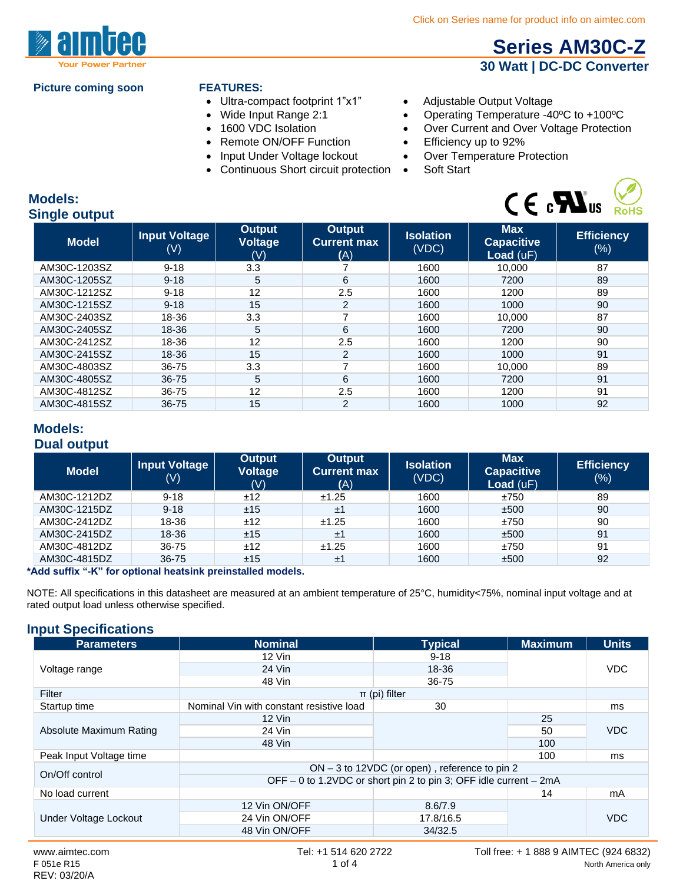Click on Series name for product info on aimtec.com

# Series AM30C-Z

## 30 Watt | DC-DC Converter

**Picture coming soon**

**FEATURES:**

- Ultra-compact footprint 1"x1"
- Wide Input Range 2:1
- 1600 VDC Isolation
- Remote ON/OFF Function
- Input Under Voltage lockout
- Continuous Short circuit protection
- Adjustable Output Voltage
- Operating Temperature -40ºC to +100ºC
- Over Current and Over Voltage Protection
- Efficiency up to 92%
- Over Temperature Protection
- Soft Start

## Models:
## Single output

| Model | Input Voltage (V) | Output Voltage (V) | Output Current max (A) | Isolation (VDC) | Max Capacitive Load (uF) | Efficiency (%) |
|---|---|---|---|---|---|---|
| AM30C-1203SZ | 9-18 | 3.3 | 7 | 1600 | 10,000 | 87 |
| AM30C-1205SZ | 9-18 | 5 | 6 | 1600 | 7200 | 89 |
| AM30C-1212SZ | 9-18 | 12 | 2.5 | 1600 | 1200 | 89 |
| AM30C-1215SZ | 9-18 | 15 | 2 | 1600 | 1000 | 90 |
| AM30C-2403SZ | 18-36 | 3.3 | 7 | 1600 | 10,000 | 87 |
| AM30C-2405SZ | 18-36 | 5 | 6 | 1600 | 7200 | 90 |
| AM30C-2412SZ | 18-36 | 12 | 2.5 | 1600 | 1200 | 90 |
| AM30C-2415SZ | 18-36 | 15 | 2 | 1600 | 1000 | 91 |
| AM30C-4803SZ | 36-75 | 3.3 | 7 | 1600 | 10,000 | 89 |
| AM30C-4805SZ | 36-75 | 5 | 6 | 1600 | 7200 | 91 |
| AM30C-4812SZ | 36-75 | 12 | 2.5 | 1600 | 1200 | 91 |
| AM30C-4815SZ | 36-75 | 15 | 2 | 1600 | 1000 | 92 |

## Models:
## Dual output

| Model | Input Voltage (V) | Output Voltage (V) | Output Current max (A) | Isolation (VDC) | Max Capacitive Load (uF) | Efficiency (%) |
|---|---|---|---|---|---|---|
| AM30C-1212DZ | 9-18 | ±12 | ±1.25 | 1600 | ±750 | 89 |
| AM30C-1215DZ | 9-18 | ±15 | ±1 | 1600 | ±500 | 90 |
| AM30C-2412DZ | 18-36 | ±12 | ±1.25 | 1600 | ±750 | 90 |
| AM30C-2415DZ | 18-36 | ±15 | ±1 | 1600 | ±500 | 91 |
| AM30C-4812DZ | 36-75 | ±12 | ±1.25 | 1600 | ±750 | 91 |
| AM30C-4815DZ | 36-75 | ±15 | ±1 | 1600 | ±500 | 92 |

***Add suffix "-K" for optional heatsink preinstalled models.**

NOTE: All specifications in this datasheet are measured at an ambient temperature of 25°C, humidity<75%, nominal input voltage and at rated output load unless otherwise specified.

## Input Specifications

| Parameters | Nominal | Typical | Maximum | Units |
|---|---|---|---|---|
| Voltage range | 12 Vin | 9-18 | | VDC |
| | 24 Vin | 18-36 | | |
| | 48 Vin | 36-75 | | |
| Filter | π (pi) filter | | | |
| Startup time | Nominal Vin with constant resistive load | 30 | | ms |
| Absolute Maximum Rating | 12 Vin | | 25 | VDC |
| | 24 Vin | | 50 | |
| | 48 Vin | | 100 | |
| Peak Input Voltage time | | | 100 | ms |
| On/Off control | ON – 3 to 12VDC (or open) , reference to pin 2 | | | |
| | OFF – 0 to 1.2VDC or short pin 2 to pin 3; OFF idle current – 2mA | | | |
| No load current | | | 14 | mA |
| Under Voltage Lockout | 12 Vin ON/OFF | 8.6/7.9 | | VDC |
| | 24 Vin ON/OFF | 17.8/16.5 | | |
| | 48 Vin ON/OFF | 34/32.5 | | |

www.aimtec.com | Tel: +1 514 620 2722 | Toll free: + 1 888 9 AIMTEC (924 6832) North America only

F 051e R15
REV: 03/20/A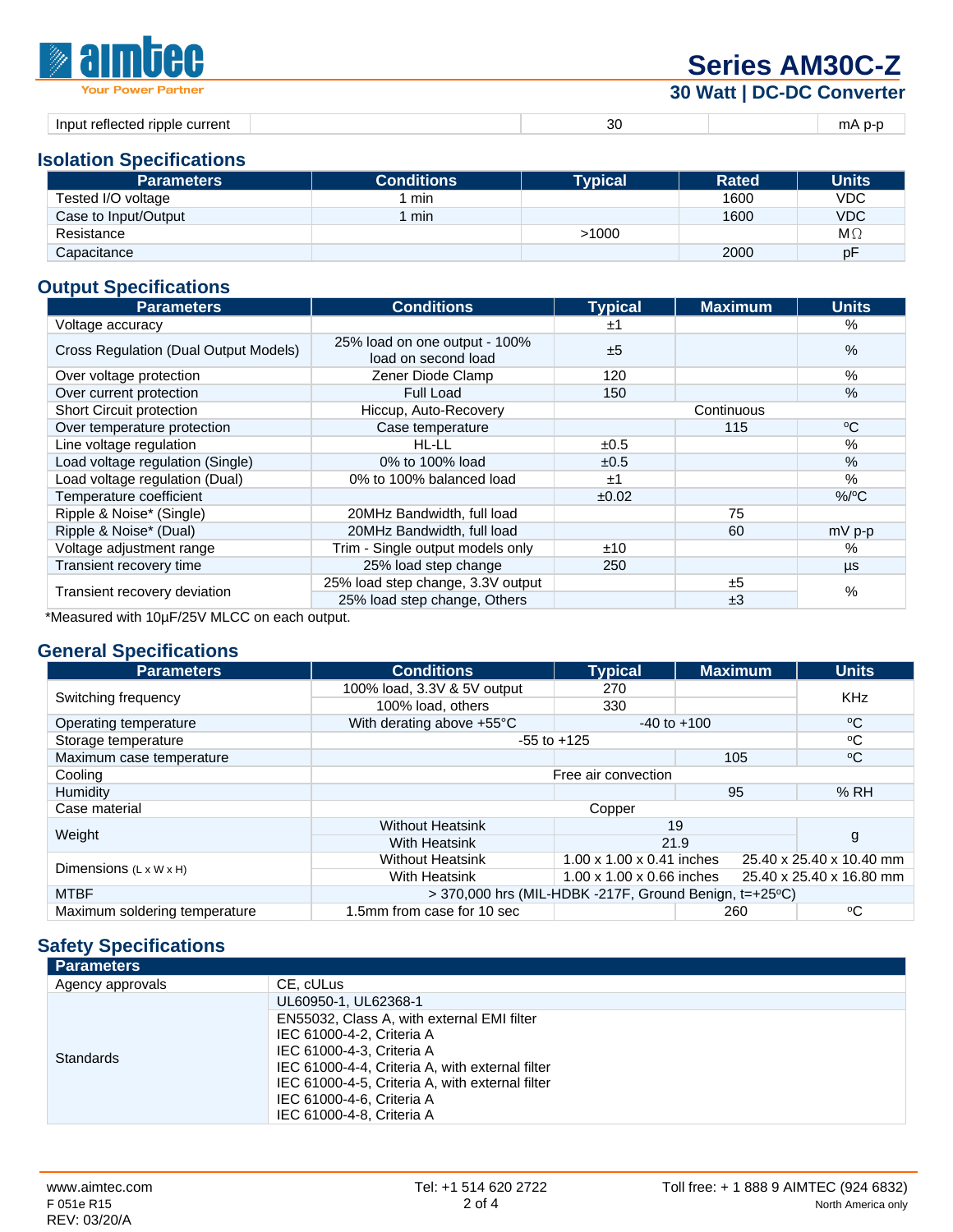| Input reflected ripple current | | 30 | | mA p-p |
|---|---|---|---|---|

## Isolation Specifications

| Parameters | Conditions | Typical | Rated | Units |
|---|---|---|---|---|
| Tested I/O voltage | 1 min | | 1600 | VDC |
| Case to Input/Output | 1 min | | 1600 | VDC |
| Resistance | | >1000 | | MΩ |
| Capacitance | | | 2000 | pF |

## Output Specifications

| Parameters | Conditions | Typical | Maximum | Units |
|---|---|---|---|---|
| Voltage accuracy | | ±1 | | % |
| Cross Regulation (Dual Output Models) | 25% load on one output - 100% load on second load | ±5 | | % |
| Over voltage protection | Zener Diode Clamp | 120 | | % |
| Over current protection | Full Load | 150 | | % |
| Short Circuit protection | Hiccup, Auto-Recovery | Continuous | | |
| Over temperature protection | Case temperature | | 115 | ºC |
| Line voltage regulation | HL-LL | ±0.5 | | % |
| Load voltage regulation (Single) | 0% to 100% load | ±0.5 | | % |
| Load voltage regulation (Dual) | 0% to 100% balanced load | ±1 | | % |
| Temperature coefficient | | ±0.02 | | %/ºC |
| Ripple & Noise* (Single) | 20MHz Bandwidth, full load | | 75 | |
| Ripple & Noise* (Dual) | 20MHz Bandwidth, full load | | 60 | mV p-p |
| Voltage adjustment range | Trim - Single output models only | ±10 | | % |
| Transient recovery time | 25% load step change | 250 | | µs |
| Transient recovery deviation | 25% load step change, 3.3V output | | ±5 | % |
| | 25% load step change, Others | | ±3 | |

*Measured with 10µF/25V MLCC on each output.

## General Specifications

| Parameters | Conditions | Typical | Maximum | Units |
|---|---|---|---|---|
| Switching frequency | 100% load, 3.3V & 5V output | 270 | | KHz |
| | 100% load, others | 330 | | |
| Operating temperature | With derating above +55°C | -40 to +100 | | ºC |
| Storage temperature | -55 to +125 | | | ºC |
| Maximum case temperature | | | 105 | ºC |
| Cooling | Free air convection | | | |
| Humidity | | | 95 | % RH |
| Case material | Copper | | | |
| Weight | Without Heatsink | 19 | | g |
| | With Heatsink | 21.9 | | |
| Dimensions (L x W x H) | Without Heatsink | 1.00 x 1.00 x 0.41 inches | | 25.40 x 25.40 x 10.40 mm |
| | With Heatsink | 1.00 x 1.00 x 0.66 inches | | 25.40 x 25.40 x 16.80 mm |
| MTBF | > 370,000 hrs (MIL-HDBK -217F, Ground Benign, t=+25ºC) | | | |
| Maximum soldering temperature | 1.5mm from case for 10 sec | | 260 | ºC |

## Safety Specifications

| Parameters | |
|---|---|
| Agency approvals | CE, cULus |
| Standards | UL60950-1, UL62368-1 |
| | EN55032, Class A, with external EMI filter<br>IEC 61000-4-2, Criteria A<br>IEC 61000-4-3, Criteria A<br>IEC 61000-4-4, Criteria A, with external filter<br>IEC 61000-4-5, Criteria A, with external filter<br>IEC 61000-4-6, Criteria A<br>IEC 61000-4-8, Criteria A |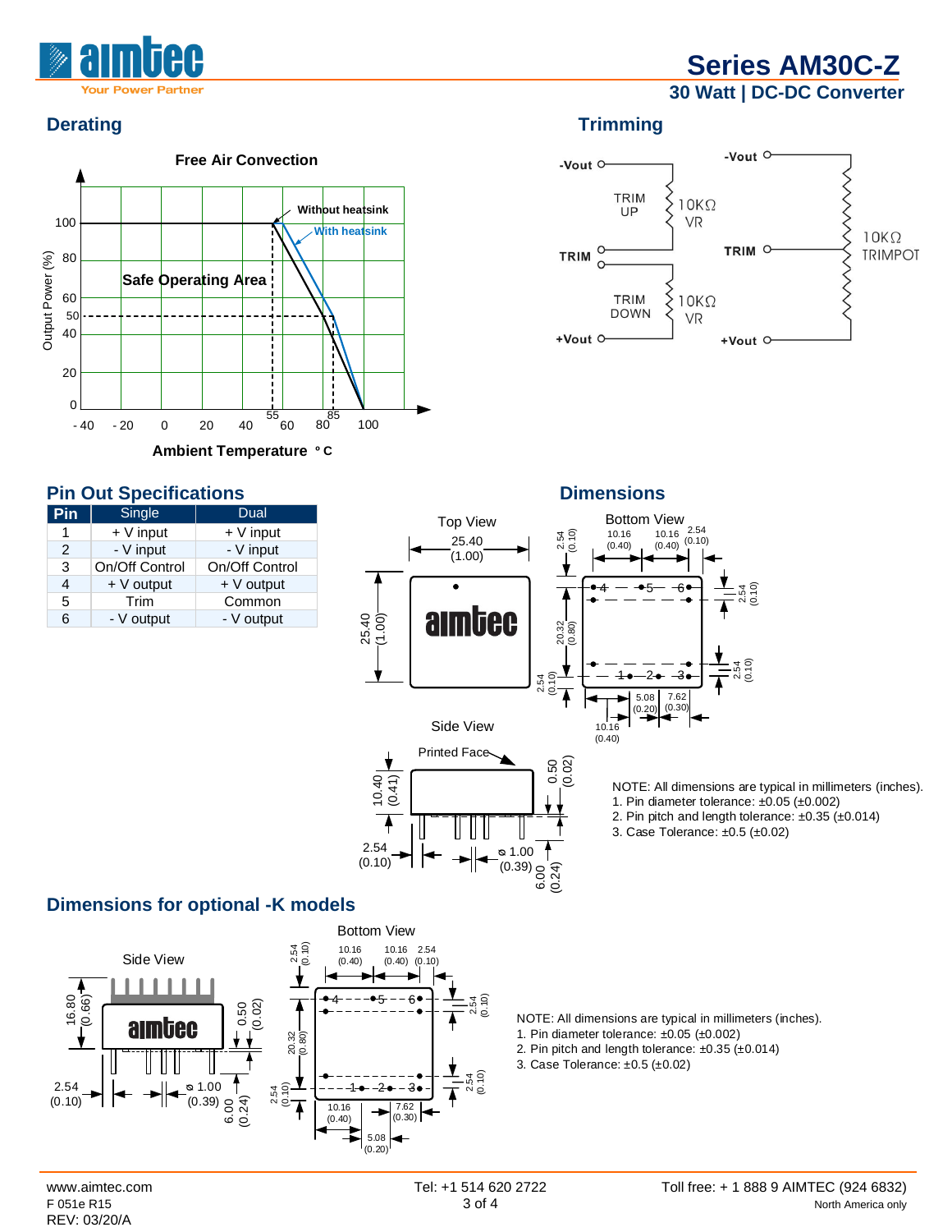## Derating

Free Air Convection

## Trimming

## Pin Out Specifications

| Pin | Single | Dual |
|---|---|---|
| 1 | + V input | + V input |
| 2 | - V input | - V input |
| 3 | On/Off Control | On/Off Control |
| 4 | + V output | + V output |
| 5 | Trim | Common |
| 6 | - V output | - V output |

## Dimensions

NOTE: All dimensions are typical in millimeters (inches).
1. Pin diameter tolerance: ±0.05 (±0.002)
2. Pin pitch and length tolerance: ±0.35 (±0.014)
3. Case Tolerance: ±0.5 (±0.02)

## Dimensions for optional -K models

NOTE: All dimensions are typical in millimeters (inches).
1. Pin diameter tolerance: ±0.05 (±0.002)
2. Pin pitch and length tolerance: ±0.35 (±0.014)
3. Case Tolerance: ±0.5 (±0.02)

www.aimtec.com
F 051e R15
REV: 03/20/A

Tel: +1 514 620 2722

Toll free: + 1 888 9 AIMTEC (924 6832)
North America only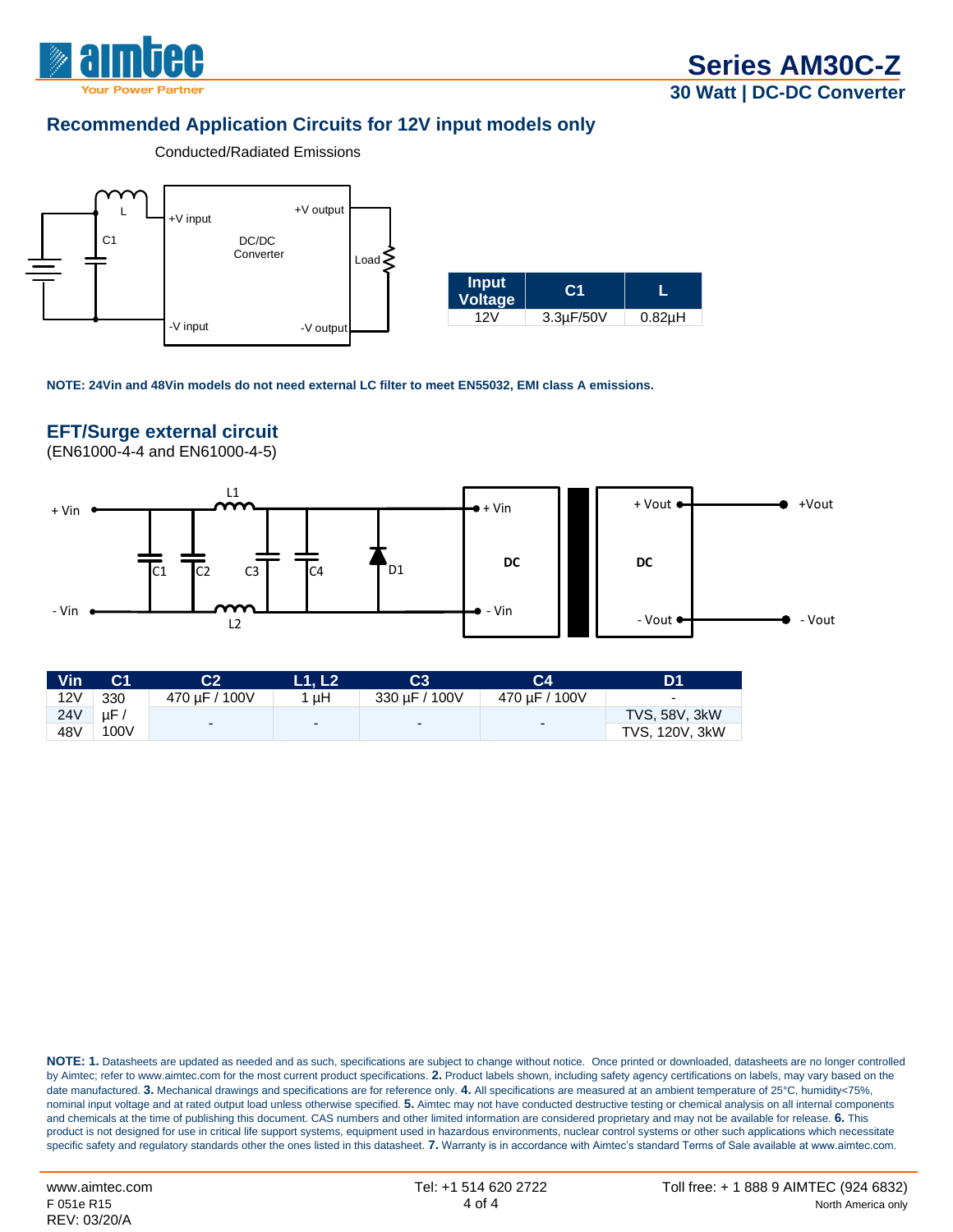## Recommended Application Circuits for 12V input models only

Conducted/Radiated Emissions

L
C1
+V input
DC/DC
Converter
-V input
+V output
Load
-V output

| Input Voltage | C1 | L |
|---|---|---|
| 12V | 3.3µF/50V | 0.82µH |

**NOTE: 24Vin and 48Vin models do not need external LC filter to meet EN55032, EMI class A emissions.**

## EFT/Surge external circuit

(EN61000-4-4 and EN61000-4-5)

+ Vin
- Vin
L1
L2
C1
C2
C3
C4
D1
+ Vin
- Vin
DC
DC
+ Vout
- Vout
+Vout
- Vout

| Vin | C1 | C2 | L1, L2 | C3 | C4 | D1 |
|---|---|---|---|---|---|---|
| 12V | 330 µF / 100V | 470 µF / 100V | 1 µH | 330 µF / 100V | 470 µF / 100V | - |
| 24V | | - | - | - | - | TVS, 58V, 3kW |
| 48V | | | | | | TVS, 120V, 3kW |

**NOTE: 1.** Datasheets are updated as needed and as such, specifications are subject to change without notice. Once printed or downloaded, datasheets are no longer controlled by Aimtec; refer to www.aimtec.com for the most current product specifications. **2.** Product labels shown, including safety agency certifications on labels, may vary based on the date manufactured. **3.** Mechanical drawings and specifications are for reference only. **4.** All specifications are measured at an ambient temperature of 25°C, humidity<75%, nominal input voltage and at rated output load unless otherwise specified. **5.** Aimtec may not have conducted destructive testing or chemical analysis on all internal components and chemicals at the time of publishing this document. CAS numbers and other limited information are considered proprietary and may not be available for release. **6.** This product is not designed for use in critical life support systems, equipment used in hazardous environments, nuclear control systems or other such applications which necessitate specific safety and regulatory standards other the ones listed in this datasheet. **7.** Warranty is in accordance with Aimtec's standard Terms of Sale available at www.aimtec.com.